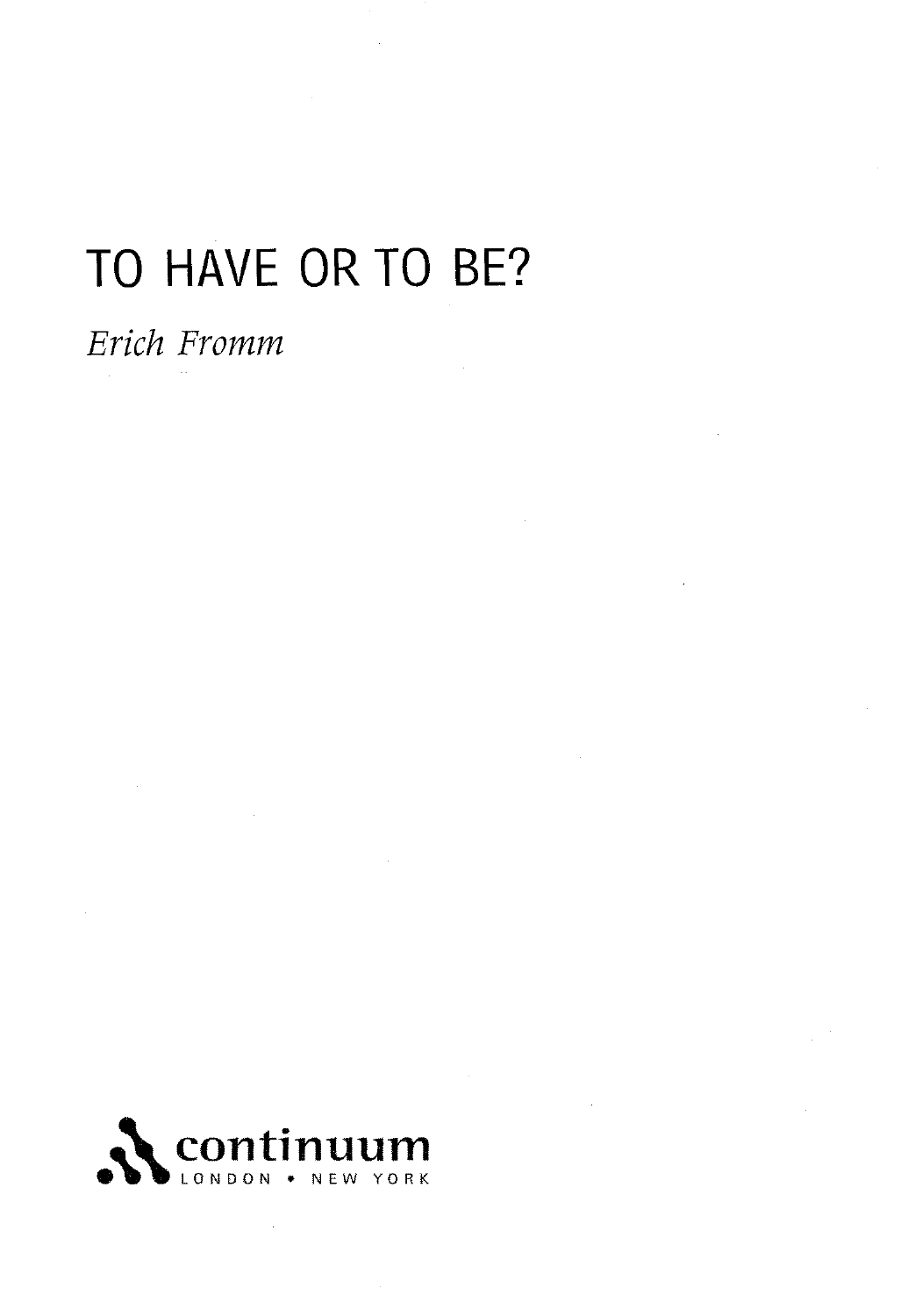# TO HAVE OR TO BE?

*Erich Fromm*

continuum

LONDON • NEW YORK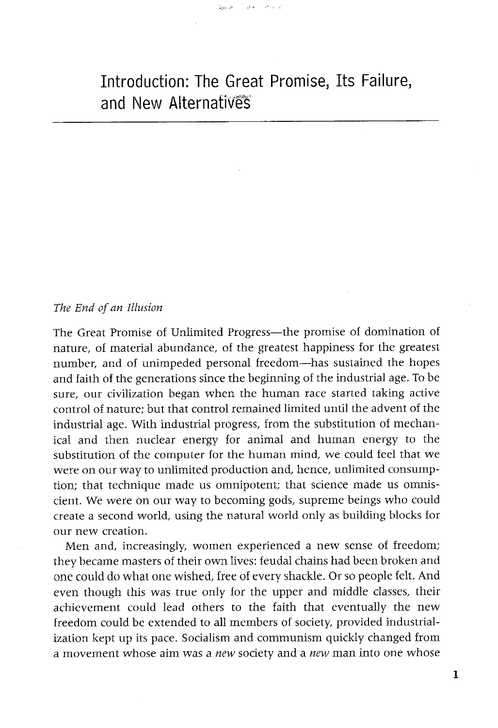# Introduction: The Great Promise, Its Failure, and New Alternatives

*The End of an Illusion*

The Great Promise of Unlimited Progress—the promise of domination of nature, of material abundance, of the greatest happiness for the greatest number, and of unimpeded personal freedom—has sustained the hopes and faith of the generations since the beginning of the industrial age. To be sure, our civilization began when the human race started taking active control of nature; but that control remained limited until the advent of the industrial age. With industrial progress, from the substitution of mechanical and then nuclear energy for animal and human energy to the substitution of the computer for the human mind, we could feel that we were on our way to unlimited production and, hence, unlimited consumption; that technique made us omnipotent; that science made us omniscient. We were on our way to becoming gods, supreme beings who could create a second world, using the natural world only as building blocks for our new creation.

Men and, increasingly, women experienced a new sense of freedom; they became masters of their own lives: feudal chains had been broken and one could do what one wished, free of every shackle. Or so people felt. And even though this was true only for the upper and middle classes, their achievement could lead others to the faith that eventually the new freedom could be extended to all members of society, provided industrialization kept up its pace. Socialism and communism quickly changed from a movement whose aim was a *new* society and a *new* man into one whose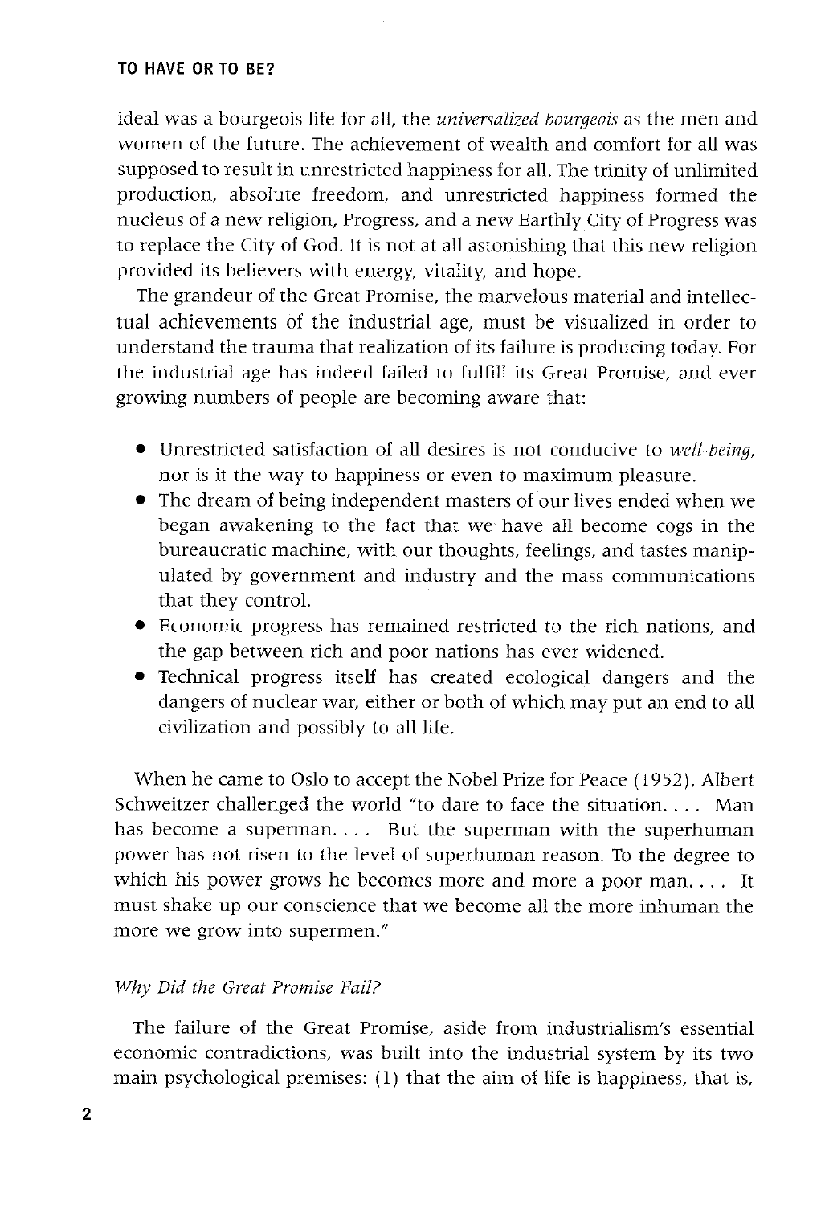ideal was a bourgeois life for all, the *universalized bourgeois* as the men and women of the future. The achievement of wealth and comfort for all was supposed to result in unrestricted happiness for all. The trinity of unlimited production, absolute freedom, and unrestricted happiness formed the nucleus of a new religion, Progress, and a new Earthly City of Progress was to replace the City of God. It is not at all astonishing that this new religion provided its believers with energy, vitality, and hope.

The grandeur of the Great Promise, the marvelous material and intellectual achievements of the industrial age, must be visualized in order to understand the trauma that realization of its failure is producing today. For the industrial age has indeed failed to fulfill its Great Promise, and ever growing numbers of people are becoming aware that:

- Unrestricted satisfaction of all desires is not conducive to *well-being*, nor is it the way to happiness or even to maximum pleasure.
- The dream of being independent masters of our lives ended when we began awakening to the fact that we have all become cogs in the bureaucratic machine, with our thoughts, feelings, and tastes manipulated by government and industry and the mass communications that they control.
- Economic progress has remained restricted to the rich nations, and the gap between rich and poor nations has ever widened.
- Technical progress itself has created ecological dangers and the dangers of nuclear war, either or both of which may put an end to all civilization and possibly to all life.

When he came to Oslo to accept the Nobel Prize for Peace (1952), Albert Schweitzer challenged the world "to dare to face the situation. . . . Man has become a superman. . . . But the superman with the superhuman power has not risen to the level of superhuman reason. To the degree to which his power grows he becomes more and more a poor man. . . . It must shake up our conscience that we become all the more inhuman the more we grow into supermen."

### *Why Did the Great Promise Fail?*

The failure of the Great Promise, aside from industrialism's essential economic contradictions, was built into the industrial system by its two main psychological premises: (1) that the aim of life is happiness, that is,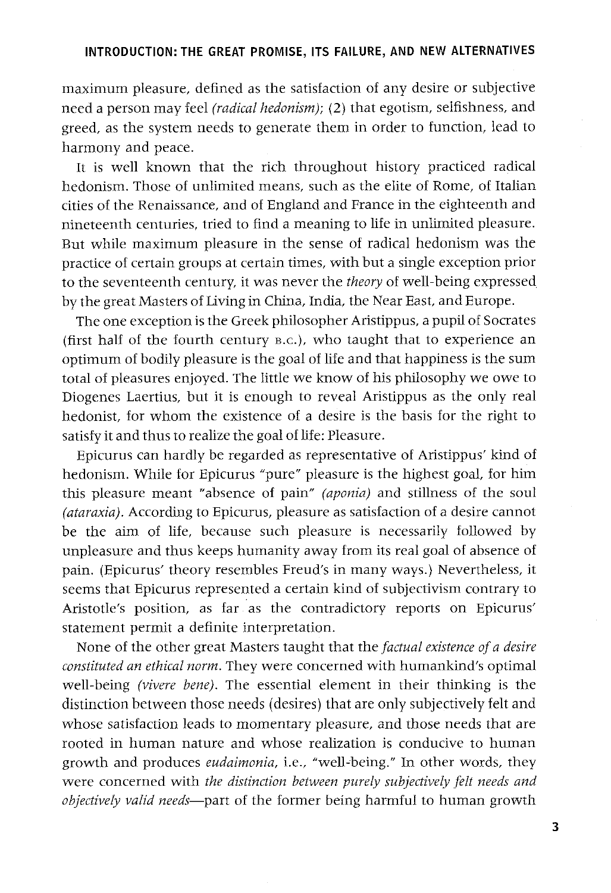maximum pleasure, defined as the satisfaction of any desire or subjective need a person may feel *(radical hedonism)*; (2) that egotism, selfishness, and greed, as the system needs to generate them in order to function, lead to harmony and peace.

It is well known that the rich throughout history practiced radical hedonism. Those of unlimited means, such as the elite of Rome, of Italian cities of the Renaissance, and of England and France in the eighteenth and nineteenth centuries, tried to find a meaning to life in unlimited pleasure. But while maximum pleasure in the sense of radical hedonism was the practice of certain groups at certain times, with but a single exception prior to the seventeenth century, it was never the *theory* of well-being expressed by the great Masters of Living in China, India, the Near East, and Europe.

The one exception is the Greek philosopher Aristippus, a pupil of Socrates (first half of the fourth century B.C.), who taught that to experience an optimum of bodily pleasure is the goal of life and that happiness is the sum total of pleasures enjoyed. The little we know of his philosophy we owe to Diogenes Laertius, but it is enough to reveal Aristippus as the only real hedonist, for whom the existence of a desire is the basis for the right to satisfy it and thus to realize the goal of life: Pleasure.

Epicurus can hardly be regarded as representative of Aristippus' kind of hedonism. While for Epicurus "pure" pleasure is the highest goal, for him this pleasure meant "absence of pain" *(aponia)* and stillness of the soul *(ataraxia)*. According to Epicurus, pleasure as satisfaction of a desire cannot be the aim of life, because such pleasure is necessarily followed by unpleasure and thus keeps humanity away from its real goal of absence of pain. (Epicurus' theory resembles Freud's in many ways.) Nevertheless, it seems that Epicurus represented a certain kind of subjectivism contrary to Aristotle's position, as far as the contradictory reports on Epicurus' statement permit a definite interpretation.

None of the other great Masters taught that the *factual existence of a desire constituted an ethical norm*. They were concerned with humankind's optimal well-being *(vivere bene)*. The essential element in their thinking is the distinction between those needs (desires) that are only subjectively felt and whose satisfaction leads to momentary pleasure, and those needs that are rooted in human nature and whose realization is conducive to human growth and produces *eudaimonia*, i.e., "well-being." In other words, they were concerned with *the distinction between purely subjectively felt needs and objectively valid needs*—part of the former being harmful to human growth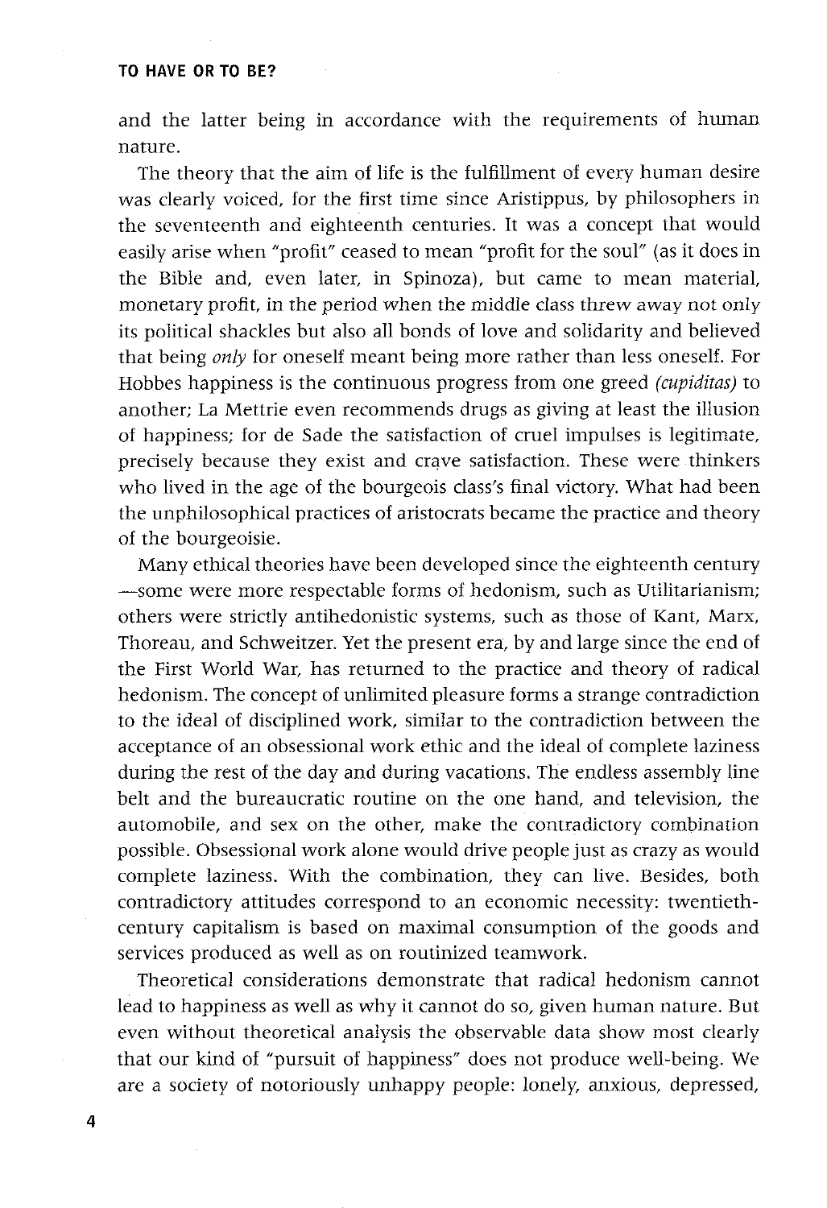and the latter being in accordance with the requirements of human nature.

The theory that the aim of life is the fulfillment of every human desire was clearly voiced, for the first time since Aristippus, by philosophers in the seventeenth and eighteenth centuries. It was a concept that would easily arise when "profit" ceased to mean "profit for the soul" (as it does in the Bible and, even later, in Spinoza), but came to mean material, monetary profit, in the period when the middle class threw away not only its political shackles but also all bonds of love and solidarity and believed that being *only* for oneself meant being more rather than less oneself. For Hobbes happiness is the continuous progress from one greed *(cupiditas)* to another; La Mettrie even recommends drugs as giving at least the illusion of happiness; for de Sade the satisfaction of cruel impulses is legitimate, precisely because they exist and crave satisfaction. These were thinkers who lived in the age of the bourgeois class's final victory. What had been the unphilosophical practices of aristocrats became the practice and theory of the bourgeoisie.

Many ethical theories have been developed since the eighteenth century —some were more respectable forms of hedonism, such as Utilitarianism; others were strictly antihedonistic systems, such as those of Kant, Marx, Thoreau, and Schweitzer. Yet the present era, by and large since the end of the First World War, has returned to the practice and theory of radical hedonism. The concept of unlimited pleasure forms a strange contradiction to the ideal of disciplined work, similar to the contradiction between the acceptance of an obsessional work ethic and the ideal of complete laziness during the rest of the day and during vacations. The endless assembly line belt and the bureaucratic routine on the one hand, and television, the automobile, and sex on the other, make the contradictory combination possible. Obsessional work alone would drive people just as crazy as would complete laziness. With the combination, they can live. Besides, both contradictory attitudes correspond to an economic necessity: twentieth-century capitalism is based on maximal consumption of the goods and services produced as well as on routinized teamwork.

Theoretical considerations demonstrate that radical hedonism cannot lead to happiness as well as why it cannot do so, given human nature. But even without theoretical analysis the observable data show most clearly that our kind of "pursuit of happiness" does not produce well-being. We are a society of notoriously unhappy people: lonely, anxious, depressed,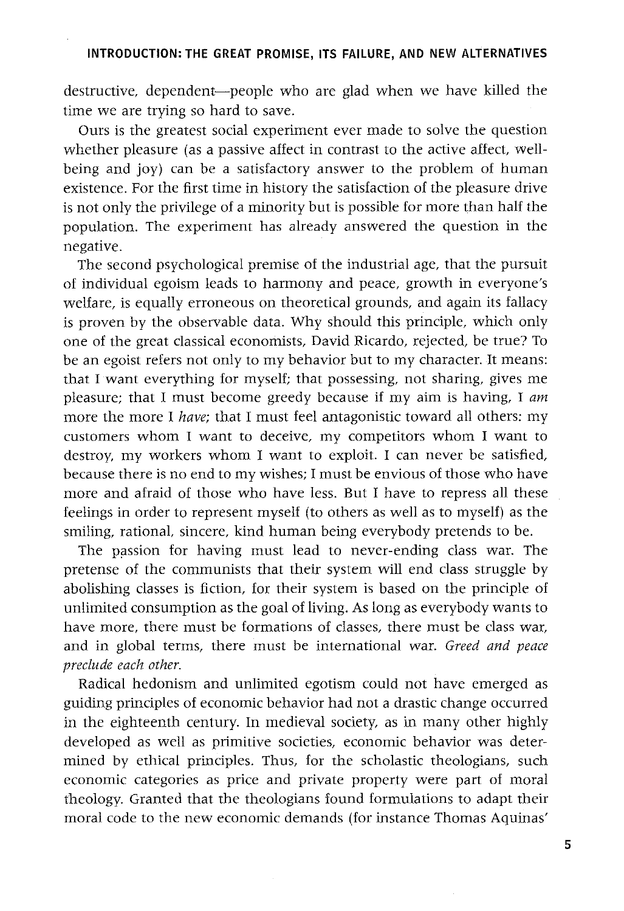destructive, dependent—people who are glad when we have killed the time we are trying so hard to save.

Ours is the greatest social experiment ever made to solve the question whether pleasure (as a passive affect in contrast to the active affect, well-being and joy) can be a satisfactory answer to the problem of human existence. For the first time in history the satisfaction of the pleasure drive is not only the privilege of a minority but is possible for more than half the population. The experiment has already answered the question in the negative.

The second psychological premise of the industrial age, that the pursuit of individual egoism leads to harmony and peace, growth in everyone's welfare, is equally erroneous on theoretical grounds, and again its fallacy is proven by the observable data. Why should this principle, which only one of the great classical economists, David Ricardo, rejected, be true? To be an egoist refers not only to my behavior but to my character. It means: that I want everything for myself; that possessing, not sharing, gives me pleasure; that I must become greedy because if my aim is having, I *am* more the more I *have*; that I must feel antagonistic toward all others: my customers whom I want to deceive, my competitors whom I want to destroy, my workers whom I want to exploit. I can never be satisfied, because there is no end to my wishes; I must be envious of those who have more and afraid of those who have less. But I have to repress all these feelings in order to represent myself (to others as well as to myself) as the smiling, rational, sincere, kind human being everybody pretends to be.

The passion for having must lead to never-ending class war. The pretense of the communists that their system will end class struggle by abolishing classes is fiction, for their system is based on the principle of unlimited consumption as the goal of living. As long as everybody wants to have more, there must be formations of classes, there must be class war, and in global terms, there must be international war. *Greed and peace preclude each other.*

Radical hedonism and unlimited egotism could not have emerged as guiding principles of economic behavior had not a drastic change occurred in the eighteenth century. In medieval society, as in many other highly developed as well as primitive societies, economic behavior was determined by ethical principles. Thus, for the scholastic theologians, such economic categories as price and private property were part of moral theology. Granted that the theologians found formulations to adapt their moral code to the new economic demands (for instance Thomas Aquinas'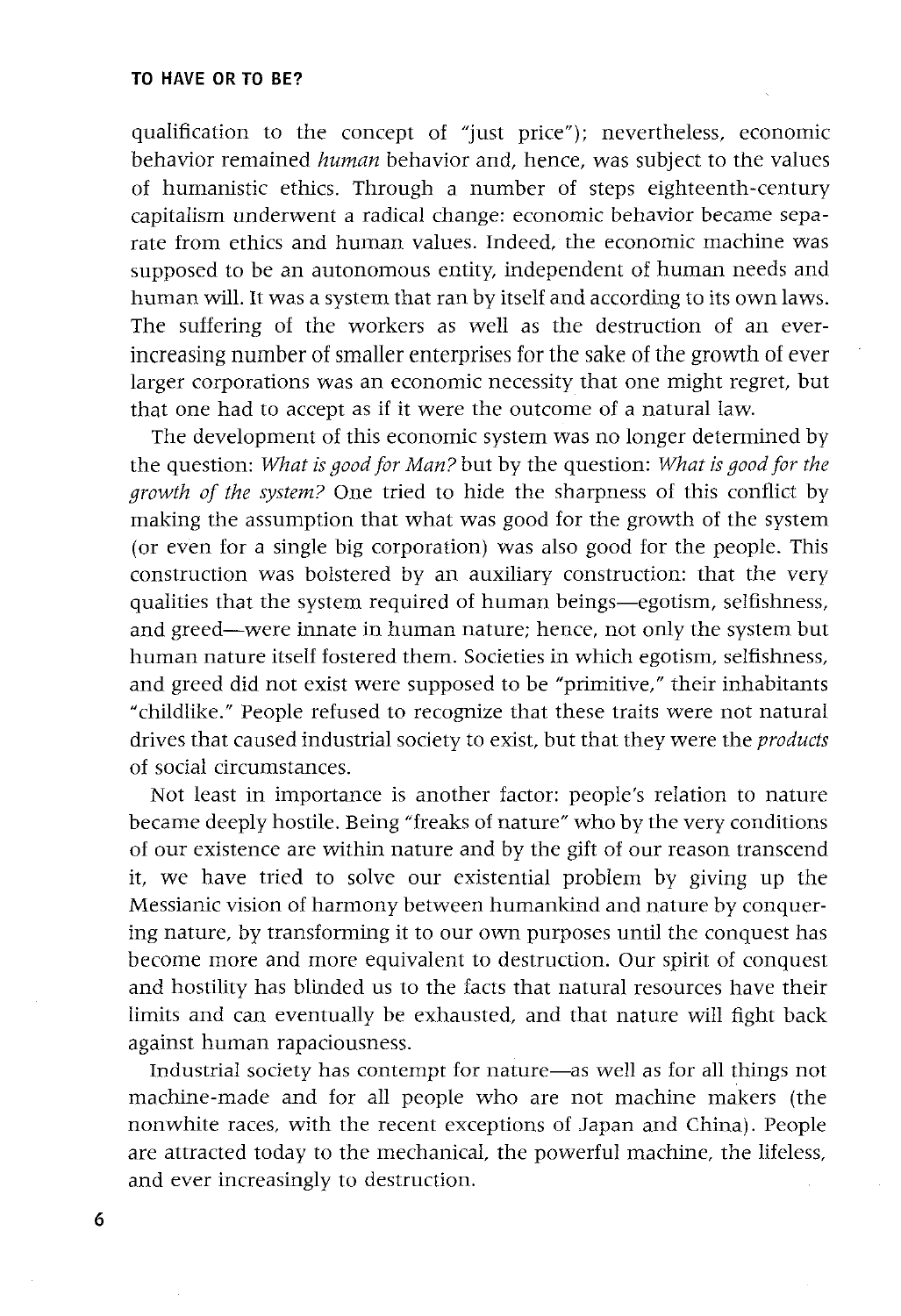qualification to the concept of "just price"); nevertheless, economic behavior remained *human* behavior and, hence, was subject to the values of humanistic ethics. Through a number of steps eighteenth-century capitalism underwent a radical change: economic behavior became separate from ethics and human values. Indeed, the economic machine was supposed to be an autonomous entity, independent of human needs and human will. It was a system that ran by itself and according to its own laws. The suffering of the workers as well as the destruction of an ever-increasing number of smaller enterprises for the sake of the growth of ever larger corporations was an economic necessity that one might regret, but that one had to accept as if it were the outcome of a natural law.

The development of this economic system was no longer determined by the question: *What is good for Man?* but by the question: *What is good for the growth of the system?* One tried to hide the sharpness of this conflict by making the assumption that what was good for the growth of the system (or even for a single big corporation) was also good for the people. This construction was bolstered by an auxiliary construction: that the very qualities that the system required of human beings—egotism, selfishness, and greed—were innate in human nature; hence, not only the system but human nature itself fostered them. Societies in which egotism, selfishness, and greed did not exist were supposed to be "primitive," their inhabitants "childlike." People refused to recognize that these traits were not natural drives that caused industrial society to exist, but that they were the *products* of social circumstances.

Not least in importance is another factor: people's relation to nature became deeply hostile. Being "freaks of nature" who by the very conditions of our existence are within nature and by the gift of our reason transcend it, we have tried to solve our existential problem by giving up the Messianic vision of harmony between humankind and nature by conquering nature, by transforming it to our own purposes until the conquest has become more and more equivalent to destruction. Our spirit of conquest and hostility has blinded us to the facts that natural resources have their limits and can eventually be exhausted, and that nature will fight back against human rapaciousness.

Industrial society has contempt for nature—as well as for all things not machine-made and for all people who are not machine makers (the nonwhite races, with the recent exceptions of Japan and China). People are attracted today to the mechanical, the powerful machine, the lifeless, and ever increasingly to destruction.